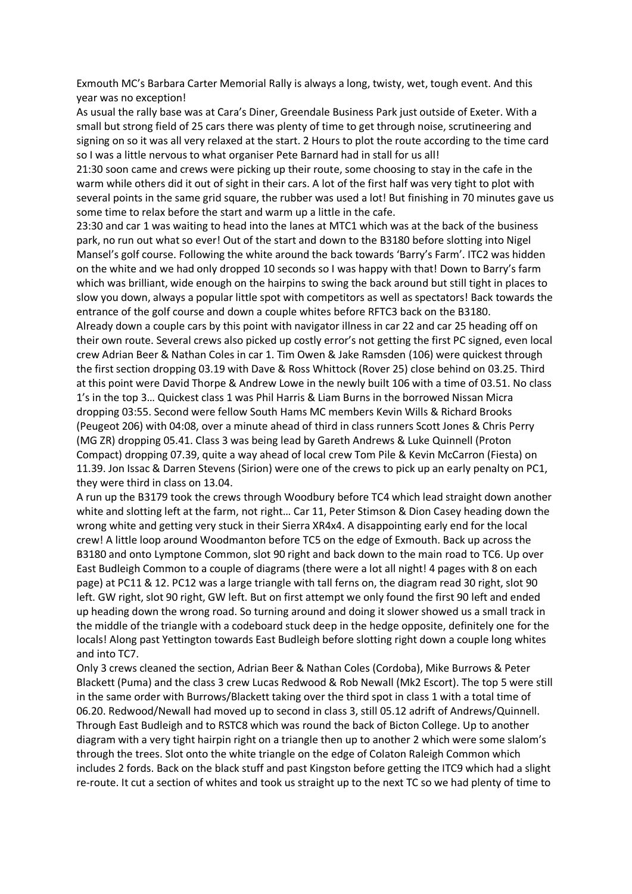Exmouth MC's Barbara Carter Memorial Rally is always a long, twisty, wet, tough event. And this year was no exception!

As usual the rally base was at Cara's Diner, Greendale Business Park just outside of Exeter. With a small but strong field of 25 cars there was plenty of time to get through noise, scrutineering and signing on so it was all very relaxed at the start. 2 Hours to plot the route according to the time card so I was a little nervous to what organiser Pete Barnard had in stall for us all!

21:30 soon came and crews were picking up their route, some choosing to stay in the cafe in the warm while others did it out of sight in their cars. A lot of the first half was very tight to plot with several points in the same grid square, the rubber was used a lot! But finishing in 70 minutes gave us some time to relax before the start and warm up a little in the cafe.

23:30 and car 1 was waiting to head into the lanes at MTC1 which was at the back of the business park, no run out what so ever! Out of the start and down to the B3180 before slotting into Nigel Mansel's golf course. Following the white around the back towards 'Barry's Farm'. ITC2 was hidden on the white and we had only dropped 10 seconds so I was happy with that! Down to Barry's farm which was brilliant, wide enough on the hairpins to swing the back around but still tight in places to slow you down, always a popular little spot with competitors as well as spectators! Back towards the entrance of the golf course and down a couple whites before RFTC3 back on the B3180.

Already down a couple cars by this point with navigator illness in car 22 and car 25 heading off on their own route. Several crews also picked up costly error's not getting the first PC signed, even local crew Adrian Beer & Nathan Coles in car 1. Tim Owen & Jake Ramsden (106) were quickest through the first section dropping 03.19 with Dave & Ross Whittock (Rover 25) close behind on 03.25. Third at this point were David Thorpe & Andrew Lowe in the newly built 106 with a time of 03.51. No class 1's in the top 3… Quickest class 1 was Phil Harris & Liam Burns in the borrowed Nissan Micra dropping 03:55. Second were fellow South Hams MC members Kevin Wills & Richard Brooks (Peugeot 206) with 04:08, over a minute ahead of third in class runners Scott Jones & Chris Perry (MG ZR) dropping 05.41. Class 3 was being lead by Gareth Andrews & Luke Quinnell (Proton Compact) dropping 07.39, quite a way ahead of local crew Tom Pile & Kevin McCarron (Fiesta) on 11.39. Jon Issac & Darren Stevens (Sirion) were one of the crews to pick up an early penalty on PC1, they were third in class on 13.04.

A run up the B3179 took the crews through Woodbury before TC4 which lead straight down another white and slotting left at the farm, not right… Car 11, Peter Stimson & Dion Casey heading down the wrong white and getting very stuck in their Sierra XR4x4. A disappointing early end for the local crew! A little loop around Woodmanton before TC5 on the edge of Exmouth. Back up across the B3180 and onto Lymptone Common, slot 90 right and back down to the main road to TC6. Up over East Budleigh Common to a couple of diagrams (there were a lot all night! 4 pages with 8 on each page) at PC11 & 12. PC12 was a large triangle with tall ferns on, the diagram read 30 right, slot 90 left. GW right, slot 90 right, GW left. But on first attempt we only found the first 90 left and ended up heading down the wrong road. So turning around and doing it slower showed us a small track in the middle of the triangle with a codeboard stuck deep in the hedge opposite, definitely one for the locals! Along past Yettington towards East Budleigh before slotting right down a couple long whites and into TC7.

Only 3 crews cleaned the section, Adrian Beer & Nathan Coles (Cordoba), Mike Burrows & Peter Blackett (Puma) and the class 3 crew Lucas Redwood & Rob Newall (Mk2 Escort). The top 5 were still in the same order with Burrows/Blackett taking over the third spot in class 1 with a total time of 06.20. Redwood/Newall had moved up to second in class 3, still 05.12 adrift of Andrews/Quinnell. Through East Budleigh and to RSTC8 which was round the back of Bicton College. Up to another diagram with a very tight hairpin right on a triangle then up to another 2 which were some slalom's through the trees. Slot onto the white triangle on the edge of Colaton Raleigh Common which includes 2 fords. Back on the black stuff and past Kingston before getting the ITC9 which had a slight re-route. It cut a section of whites and took us straight up to the next TC so we had plenty of time to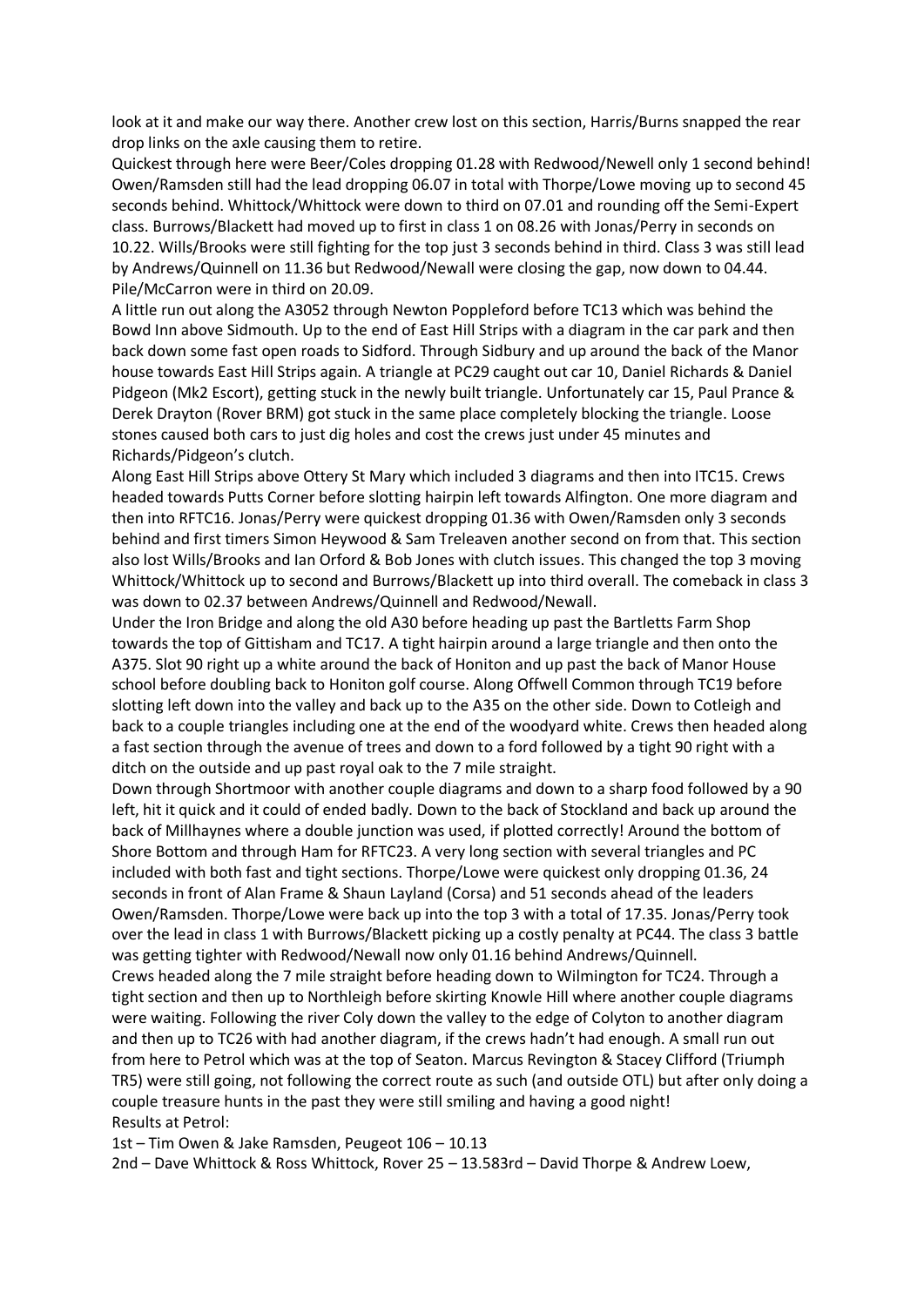look at it and make our way there. Another crew lost on this section, Harris/Burns snapped the rear drop links on the axle causing them to retire.

Quickest through here were Beer/Coles dropping 01.28 with Redwood/Newell only 1 second behind! Owen/Ramsden still had the lead dropping 06.07 in total with Thorpe/Lowe moving up to second 45 seconds behind. Whittock/Whittock were down to third on 07.01 and rounding off the Semi-Expert class. Burrows/Blackett had moved up to first in class 1 on 08.26 with Jonas/Perry in seconds on 10.22. Wills/Brooks were still fighting for the top just 3 seconds behind in third. Class 3 was still lead by Andrews/Quinnell on 11.36 but Redwood/Newall were closing the gap, now down to 04.44. Pile/McCarron were in third on 20.09.

A little run out along the A3052 through Newton Poppleford before TC13 which was behind the Bowd Inn above Sidmouth. Up to the end of East Hill Strips with a diagram in the car park and then back down some fast open roads to Sidford. Through Sidbury and up around the back of the Manor house towards East Hill Strips again. A triangle at PC29 caught out car 10, Daniel Richards & Daniel Pidgeon (Mk2 Escort), getting stuck in the newly built triangle. Unfortunately car 15, Paul Prance & Derek Drayton (Rover BRM) got stuck in the same place completely blocking the triangle. Loose stones caused both cars to just dig holes and cost the crews just under 45 minutes and Richards/Pidgeon's clutch.

Along East Hill Strips above Ottery St Mary which included 3 diagrams and then into ITC15. Crews headed towards Putts Corner before slotting hairpin left towards Alfington. One more diagram and then into RFTC16. Jonas/Perry were quickest dropping 01.36 with Owen/Ramsden only 3 seconds behind and first timers Simon Heywood & Sam Treleaven another second on from that. This section also lost Wills/Brooks and Ian Orford & Bob Jones with clutch issues. This changed the top 3 moving Whittock/Whittock up to second and Burrows/Blackett up into third overall. The comeback in class 3 was down to 02.37 between Andrews/Quinnell and Redwood/Newall.

Under the Iron Bridge and along the old A30 before heading up past the Bartletts Farm Shop towards the top of Gittisham and TC17. A tight hairpin around a large triangle and then onto the A375. Slot 90 right up a white around the back of Honiton and up past the back of Manor House school before doubling back to Honiton golf course. Along Offwell Common through TC19 before slotting left down into the valley and back up to the A35 on the other side. Down to Cotleigh and back to a couple triangles including one at the end of the woodyard white. Crews then headed along a fast section through the avenue of trees and down to a ford followed by a tight 90 right with a ditch on the outside and up past royal oak to the 7 mile straight.

Down through Shortmoor with another couple diagrams and down to a sharp food followed by a 90 left, hit it quick and it could of ended badly. Down to the back of Stockland and back up around the back of Millhaynes where a double junction was used, if plotted correctly! Around the bottom of Shore Bottom and through Ham for RFTC23. A very long section with several triangles and PC included with both fast and tight sections. Thorpe/Lowe were quickest only dropping 01.36, 24 seconds in front of Alan Frame & Shaun Layland (Corsa) and 51 seconds ahead of the leaders Owen/Ramsden. Thorpe/Lowe were back up into the top 3 with a total of 17.35. Jonas/Perry took over the lead in class 1 with Burrows/Blackett picking up a costly penalty at PC44. The class 3 battle was getting tighter with Redwood/Newall now only 01.16 behind Andrews/Quinnell.

Crews headed along the 7 mile straight before heading down to Wilmington for TC24. Through a tight section and then up to Northleigh before skirting Knowle Hill where another couple diagrams were waiting. Following the river Coly down the valley to the edge of Colyton to another diagram and then up to TC26 with had another diagram, if the crews hadn't had enough. A small run out from here to Petrol which was at the top of Seaton. Marcus Revington & Stacey Clifford (Triumph TR5) were still going, not following the correct route as such (and outside OTL) but after only doing a couple treasure hunts in the past they were still smiling and having a good night!

Results at Petrol:

1st – Tim Owen & Jake Ramsden, Peugeot 106 – 10.13

2nd – Dave Whittock & Ross Whittock, Rover 25 – 13.583rd – David Thorpe & Andrew Loew,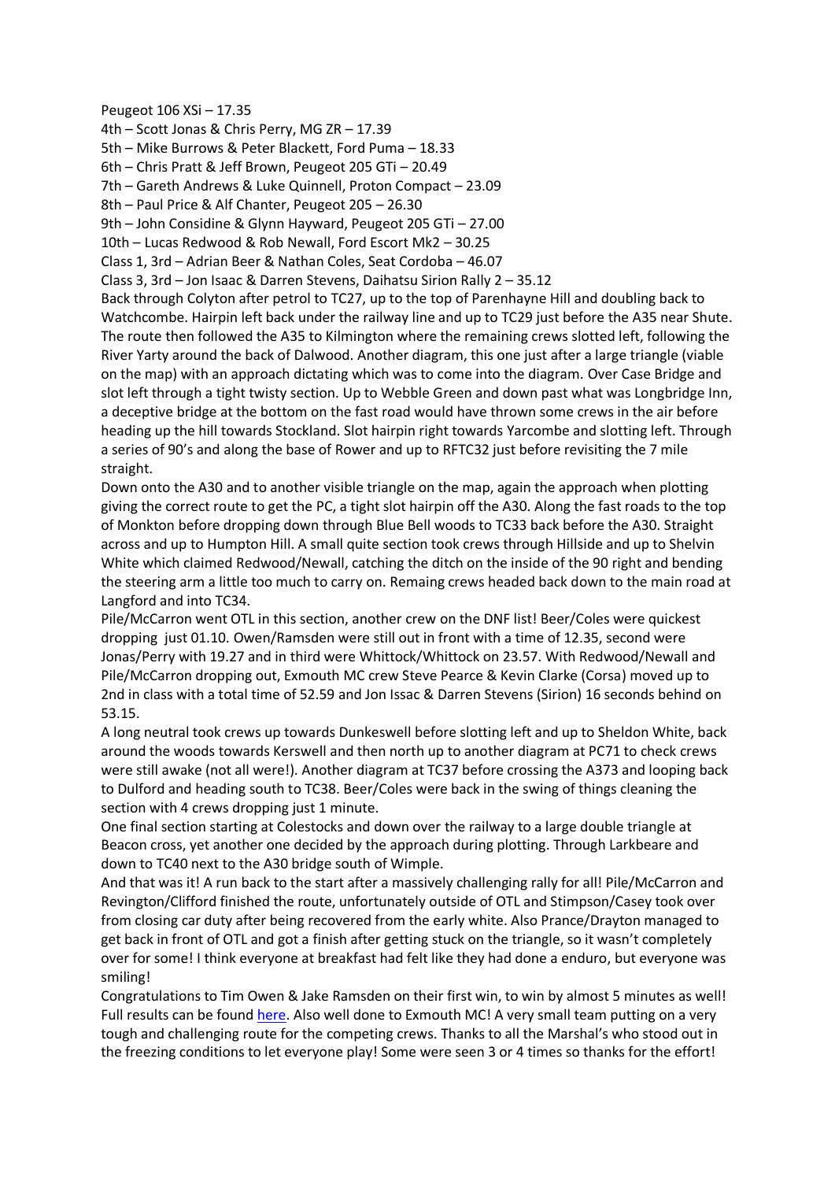Peugeot 106 XSi – 17.35  
4th – Scott Jonas & Chris Perry, MG ZR – 17.39  
5th – Mike Burrows & Peter Blackett, Ford Puma – 18.33  
6th – Chris Pratt & Jeff Brown, Peugeot 205 GTi – 20.49  
7th – Gareth Andrews & Luke Quinnell, Proton Compact – 23.09  
8th – Paul Price & Alf Chanter, Peugeot 205 – 26.30  
9th – John Considine & Glynn Hayward, Peugeot 205 GTi – 27.00  
10th – Lucas Redwood & Rob Newall, Ford Escort Mk2 – 30.25  
Class 1, 3rd – Adrian Beer & Nathan Coles, Seat Cordoba – 46.07  
Class 3, 3rd – Jon Isaac & Darren Stevens, Daihatsu Sirion Rally 2 – 35.12

Back through Colyton after petrol to TC27, up to the top of Parenhayne Hill and doubling back to Watchcombe. Hairpin left back under the railway line and up to TC29 just before the A35 near Shute. The route then followed the A35 to Kilmington where the remaining crews slotted left, following the River Yarty around the back of Dalwood. Another diagram, this one just after a large triangle (viable on the map) with an approach dictating which was to come into the diagram. Over Case Bridge and slot left through a tight twisty section. Up to Webble Green and down past what was Longbridge Inn, a deceptive bridge at the bottom on the fast road would have thrown some crews in the air before heading up the hill towards Stockland. Slot hairpin right towards Yarcombe and slotting left. Through a series of 90's and along the base of Rower and up to RFTC32 just before revisiting the 7 mile straight.

Down onto the A30 and to another visible triangle on the map, again the approach when plotting giving the correct route to get the PC, a tight slot hairpin off the A30. Along the fast roads to the top of Monkton before dropping down through Blue Bell woods to TC33 back before the A30. Straight across and up to Humpton Hill. A small quite section took crews through Hillside and up to Shelvin White which claimed Redwood/Newall, catching the ditch on the inside of the 90 right and bending the steering arm a little too much to carry on. Remaing crews headed back down to the main road at Langford and into TC34.

Pile/McCarron went OTL in this section, another crew on the DNF list! Beer/Coles were quickest dropping just 01.10. Owen/Ramsden were still out in front with a time of 12.35, second were Jonas/Perry with 19.27 and in third were Whittock/Whittock on 23.57. With Redwood/Newall and Pile/McCarron dropping out, Exmouth MC crew Steve Pearce & Kevin Clarke (Corsa) moved up to 2nd in class with a total time of 52.59 and Jon Issac & Darren Stevens (Sirion) 16 seconds behind on 53.15.

A long neutral took crews up towards Dunkeswell before slotting left and up to Sheldon White, back around the woods towards Kerswell and then north up to another diagram at PC71 to check crews were still awake (not all were!). Another diagram at TC37 before crossing the A373 and looping back to Dulford and heading south to TC38. Beer/Coles were back in the swing of things cleaning the section with 4 crews dropping just 1 minute.

One final section starting at Colestocks and down over the railway to a large double triangle at Beacon cross, yet another one decided by the approach during plotting. Through Larkbeare and down to TC40 next to the A30 bridge south of Wimple.

And that was it! A run back to the start after a massively challenging rally for all! Pile/McCarron and Revington/Clifford finished the route, unfortunately outside of OTL and Stimpson/Casey took over from closing car duty after being recovered from the early white. Also Prance/Drayton managed to get back in front of OTL and got a finish after getting stuck on the triangle, so it wasn't completely over for some! I think everyone at breakfast had felt like they had done a enduro, but everyone was smiling!

Congratulations to Tim Owen & Jake Ramsden on their first win, to win by almost 5 minutes as well! Full results can be found here. Also well done to Exmouth MC! A very small team putting on a very tough and challenging route for the competing crews. Thanks to all the Marshal's who stood out in the freezing conditions to let everyone play! Some were seen 3 or 4 times so thanks for the effort!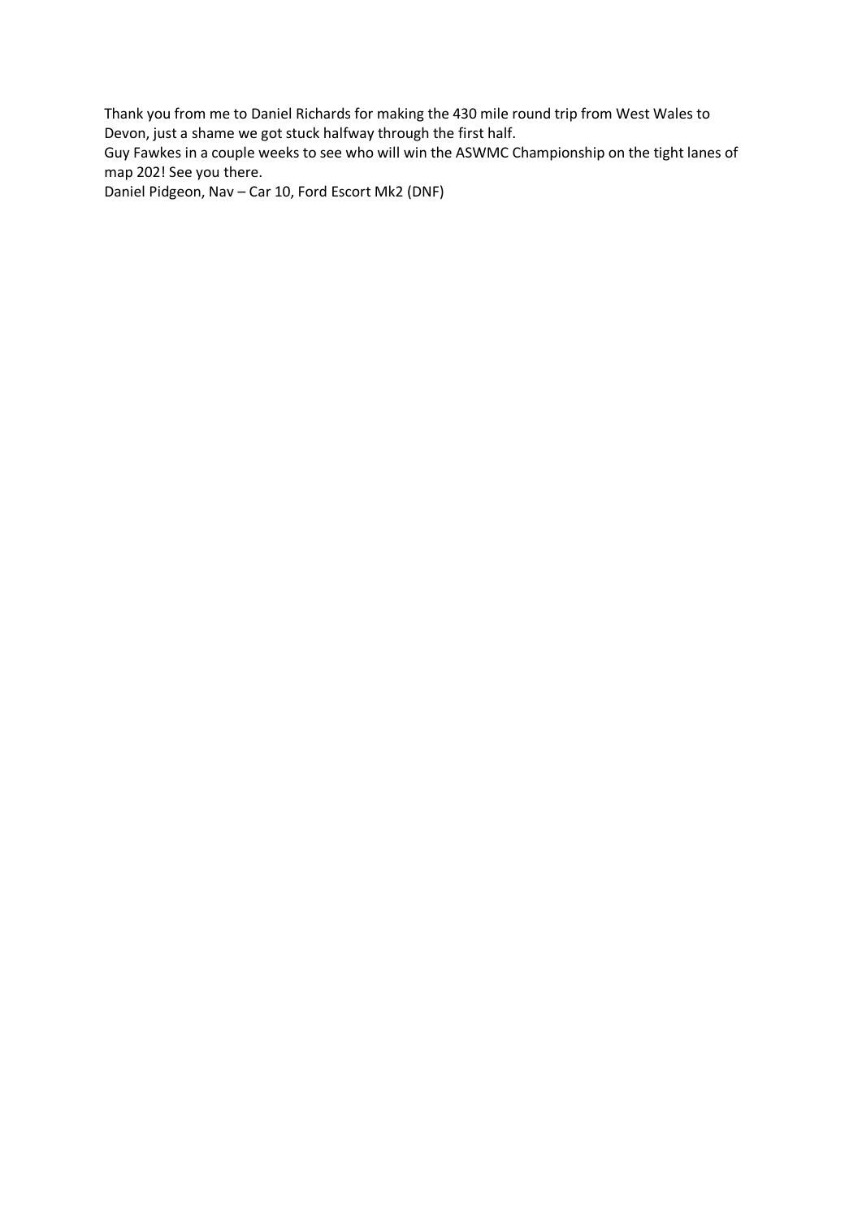Thank you from me to Daniel Richards for making the 430 mile round trip from West Wales to Devon, just a shame we got stuck halfway through the first half.
Guy Fawkes in a couple weeks to see who will win the ASWMC Championship on the tight lanes of map 202! See you there.
Daniel Pidgeon, Nav – Car 10, Ford Escort Mk2 (DNF)